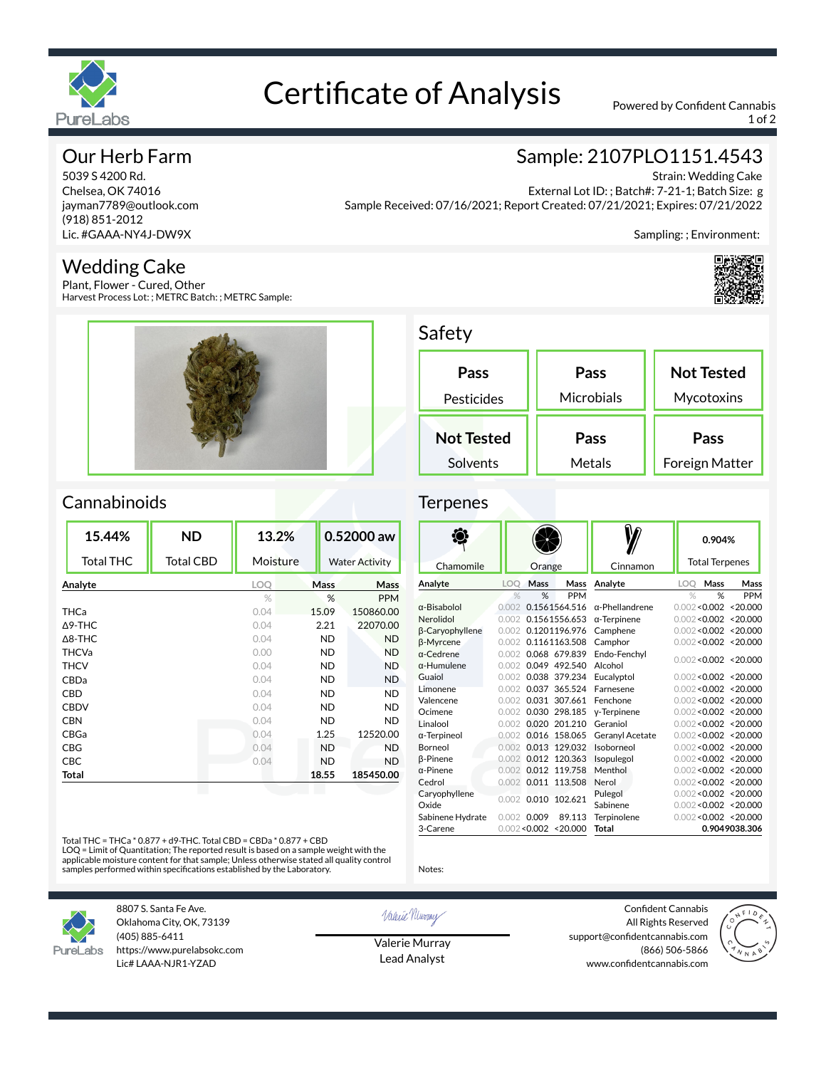# Certificate of Analysis

Powered by Confident Cannabis

## Our Herb Farm

5039 S 4200 Rd.
Chelsea, OK 74016
jayman7789@outlook.com
(918) 851-2012
Lic. #GAAA-NY4J-DW9X

## Sample: 2107PLO1151.4543

Strain: Wedding Cake
External Lot ID: ; Batch#: 7-21-1; Batch Size: g
Sample Received: 07/16/2021; Report Created: 07/21/2021; Expires: 07/21/2022

Sampling: ; Environment:

## Wedding Cake

Plant, Flower - Cured, Other
Harvest Process Lot: ; METRC Batch: ; METRC Sample:

## Safety

| Pass | Pass | Not Tested |
|---|---|---|
| Pesticides | Microbials | Mycotoxins |
| **Not Tested** | **Pass** | **Pass** |
| Solvents | Metals | Foreign Matter |

## Cannabinoids

| 15.44% | ND | 13.2% | 0.52000 aw |
|---|---|---|---|
| Total THC | Total CBD | Moisture | Water Activity |

| Analyte | LOQ | Mass | Mass |
|---|---|---|---|
| | % | % | PPM |
| THCa | 0.04 | 15.09 | 150860.00 |
| Δ9-THC | 0.04 | 2.21 | 22070.00 |
| Δ8-THC | 0.04 | ND | ND |
| THCVa | 0.00 | ND | ND |
| THCV | 0.04 | ND | ND |
| CBDa | 0.04 | ND | ND |
| CBD | 0.04 | ND | ND |
| CBDV | 0.04 | ND | ND |
| CBN | 0.04 | ND | ND |
| CBGa | 0.04 | 1.25 | 12520.00 |
| CBG | 0.04 | ND | ND |
| CBC | 0.04 | ND | ND |
| **Total** | | **18.55** | **185450.00** |

Total THC = THCa * 0.877 + d9-THC. Total CBD = CBDa * 0.877 + CBD
LOQ = Limit of Quantitation; The reported result is based on a sample weight with the applicable moisture content for that sample; Unless otherwise stated all quality control samples performed within specifications established by the Laboratory.

## Terpenes

| Chamomile | Orange | Cinnamon | 0.904% Total Terpenes |
|---|---|---|---|

| Analyte | LOQ | Mass | Mass | Analyte | LOQ | Mass | Mass |
|---|---|---|---|---|---|---|---|
| | % | % | PPM | | % | % | PPM |
| α-Bisabolol | 0.002 | 0.156 | 1564.516 | α-Phellandrene | 0.002 | <0.002 | <20.000 |
| Nerolidol | 0.002 | 0.156 | 1556.653 | α-Terpinene | 0.002 | <0.002 | <20.000 |
| β-Caryophyllene | 0.002 | 0.120 | 1196.976 | Camphene | 0.002 | <0.002 | <20.000 |
| β-Myrcene | 0.002 | 0.116 | 1163.508 | Camphor | 0.002 | <0.002 | <20.000 |
| α-Cedrene | 0.002 | 0.068 | 679.839 | Endo-Fenchyl Alcohol | 0.002 | <0.002 | <20.000 |
| α-Humulene | 0.002 | 0.049 | 492.540 | | | | |
| Guaiol | 0.002 | 0.038 | 379.234 | Eucalyptol | 0.002 | <0.002 | <20.000 |
| Limonene | 0.002 | 0.037 | 365.524 | Farnesene | 0.002 | <0.002 | <20.000 |
| Valencene | 0.002 | 0.031 | 307.661 | Fenchone | 0.002 | <0.002 | <20.000 |
| Ocimene | 0.002 | 0.030 | 298.185 | γ-Terpinene | 0.002 | <0.002 | <20.000 |
| Linalool | 0.002 | 0.020 | 201.210 | Geraniol | 0.002 | <0.002 | <20.000 |
| α-Terpineol | 0.002 | 0.016 | 158.065 | Geranyl Acetate | 0.002 | <0.002 | <20.000 |
| Borneol | 0.002 | 0.013 | 129.032 | Isoborneol | 0.002 | <0.002 | <20.000 |
| β-Pinene | 0.002 | 0.012 | 120.363 | Isopulegol | 0.002 | <0.002 | <20.000 |
| α-Pinene | 0.002 | 0.012 | 119.758 | Menthol | 0.002 | <0.002 | <20.000 |
| Cedrol | 0.002 | 0.011 | 113.508 | Nerol | 0.002 | <0.002 | <20.000 |
| Caryophyllene Oxide | 0.002 | 0.010 | 102.621 | Pulegol | 0.002 | <0.002 | <20.000 |
| | | | | Sabinene | 0.002 | <0.002 | <20.000 |
| Sabinene Hydrate | 0.002 | 0.009 | 89.113 | Terpinolene | 0.002 | <0.002 | <20.000 |
| 3-Carene | 0.002 | <0.002 | <20.000 | **Total** | | **0.904** | **9038.306** |

Notes:

PureLabs
8807 S. Santa Fe Ave.
Oklahoma City, OK, 73139
(405) 885-6411
https://www.purelabsokc.com
Lic# LAAA-NJR1-YZAD

Valerie Murray
Lead Analyst

Confident Cannabis
All Rights Reserved
support@confidentcannabis.com
(866) 506-5866
www.confidentcannabis.com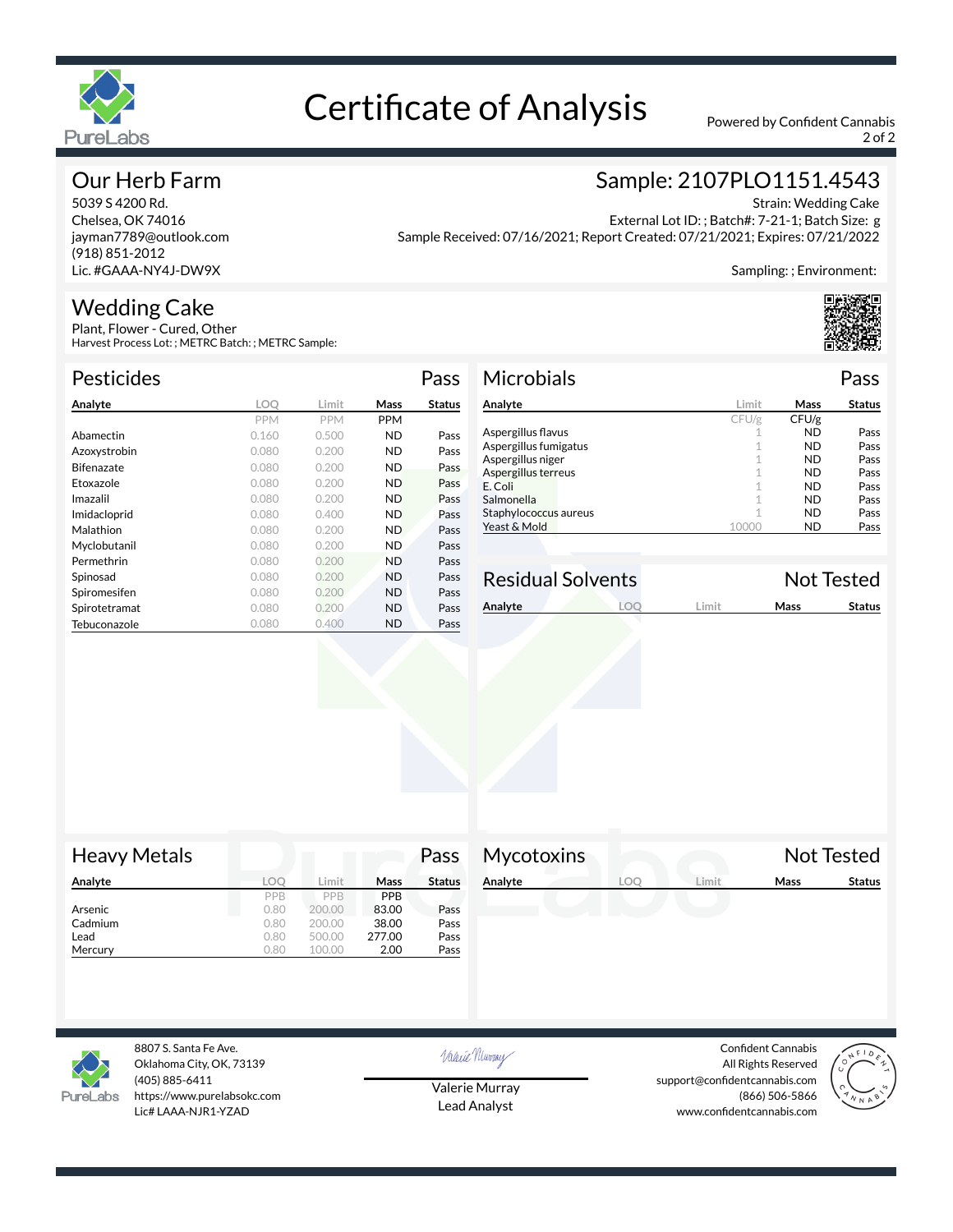# Certificate of Analysis

Powered by Confident Cannabis

## Our Herb Farm

5039 S 4200 Rd.
Chelsea, OK 74016
jayman7789@outlook.com
(918) 851-2012
Lic. #GAAA-NY4J-DW9X

## Sample: 2107PLO1151.4543

Strain: Wedding Cake
External Lot ID: ; Batch#: 7-21-1; Batch Size: g
Sample Received: 07/16/2021; Report Created: 07/21/2021; Expires: 07/21/2022

Sampling: ; Environment:

## Wedding Cake

Plant, Flower - Cured, Other
Harvest Process Lot: ; METRC Batch: ; METRC Sample:

### Pesticides — Pass

| Analyte | LOQ | Limit | Mass | Status |
|---|---|---|---|---|
| | PPM | PPM | PPM | |
| Abamectin | 0.160 | 0.500 | ND | Pass |
| Azoxystrobin | 0.080 | 0.200 | ND | Pass |
| Bifenazate | 0.080 | 0.200 | ND | Pass |
| Etoxazole | 0.080 | 0.200 | ND | Pass |
| Imazalil | 0.080 | 0.200 | ND | Pass |
| Imidacloprid | 0.080 | 0.400 | ND | Pass |
| Malathion | 0.080 | 0.200 | ND | Pass |
| Myclobutanil | 0.080 | 0.200 | ND | Pass |
| Permethrin | 0.080 | 0.200 | ND | Pass |
| Spinosad | 0.080 | 0.200 | ND | Pass |
| Spiromesifen | 0.080 | 0.200 | ND | Pass |
| Spirotetramat | 0.080 | 0.200 | ND | Pass |
| Tebuconazole | 0.080 | 0.400 | ND | Pass |

### Microbials — Pass

| Analyte | Limit | Mass | Status |
|---|---|---|---|
| | CFU/g | CFU/g | |
| Aspergillus flavus | 1 | ND | Pass |
| Aspergillus fumigatus | 1 | ND | Pass |
| Aspergillus niger | 1 | ND | Pass |
| Aspergillus terreus | 1 | ND | Pass |
| E. Coli | 1 | ND | Pass |
| Salmonella | 1 | ND | Pass |
| Staphylococcus aureus | 1 | ND | Pass |
| Yeast & Mold | 10000 | ND | Pass |

### Residual Solvents — Not Tested

| Analyte | LOQ | Limit | Mass | Status |
|---|---|---|---|---|

### Heavy Metals — Pass

| Analyte | LOQ | Limit | Mass | Status |
|---|---|---|---|---|
| | PPB | PPB | PPB | |
| Arsenic | 0.80 | 200.00 | 83.00 | Pass |
| Cadmium | 0.80 | 200.00 | 38.00 | Pass |
| Lead | 0.80 | 500.00 | 277.00 | Pass |
| Mercury | 0.80 | 100.00 | 2.00 | Pass |

### Mycotoxins — Not Tested

| Analyte | LOQ | Limit | Mass | Status |
|---|---|---|---|---|

PureLabs
8807 S. Santa Fe Ave.
Oklahoma City, OK, 73139
(405) 885-6411
https://www.purelabsokc.com
Lic# LAAA-NJR1-YZAD

Valerie Murray
Lead Analyst

Confident Cannabis
All Rights Reserved
support@confidentcannabis.com
(866) 506-5866
www.confidentcannabis.com